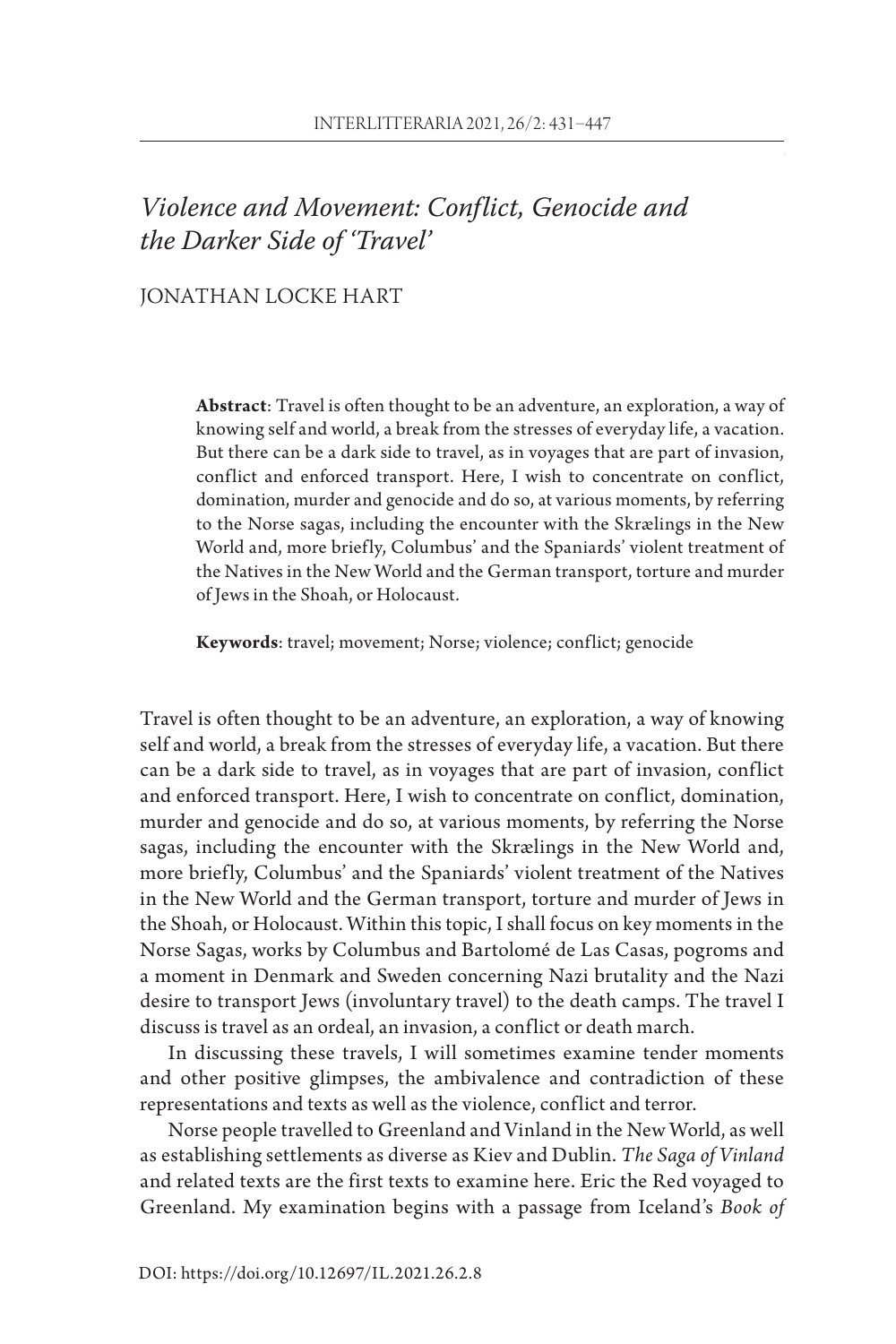# *Violence and Movement: Conflict, Genocide and the Darker Side of 'Travel'*

JONATHAN LOCKE HART

**Abstract**: Travel is often thought to be an adventure, an exploration, a way of knowing self and world, a break from the stresses of everyday life, a vacation. But there can be a dark side to travel, as in voyages that are part of invasion, conflict and enforced transport. Here, I wish to concentrate on conflict, domination, murder and genocide and do so, at various moments, by referring to the Norse sagas, including the encounter with the Skrælings in the New World and, more briefly, Columbus' and the Spaniards' violent treatment of the Natives in the New World and the German transport, torture and murder of Jews in the Shoah, or Holocaust.

**Keywords**: travel; movement; Norse; violence; conflict; genocide

Travel is often thought to be an adventure, an exploration, a way of knowing self and world, a break from the stresses of everyday life, a vacation. But there can be a dark side to travel, as in voyages that are part of invasion, conflict and enforced transport. Here, I wish to concentrate on conflict, domination, murder and genocide and do so, at various moments, by referring the Norse sagas, including the encounter with the Skrælings in the New World and, more briefly, Columbus' and the Spaniards' violent treatment of the Natives in the New World and the German transport, torture and murder of Jews in the Shoah, or Holocaust. Within this topic, I shall focus on key moments in the Norse Sagas, works by Columbus and Bartolomé de Las Casas, pogroms and a moment in Denmark and Sweden concerning Nazi brutality and the Nazi desire to transport Jews (involuntary travel) to the death camps. The travel I discuss is travel as an ordeal, an invasion, a conflict or death march.

In discussing these travels, I will sometimes examine tender moments and other positive glimpses, the ambivalence and contradiction of these representations and texts as well as the violence, conflict and terror.

Norse people travelled to Greenland and Vinland in the New World, as well as establishing settlements as diverse as Kiev and Dublin. *The Saga of Vinland* and related texts are the first texts to examine here. Eric the Red voyaged to Greenland. My examination begins with a passage from Iceland's *Book of*

DOI: https://doi.org/10.12697/IL.2021.26.2.8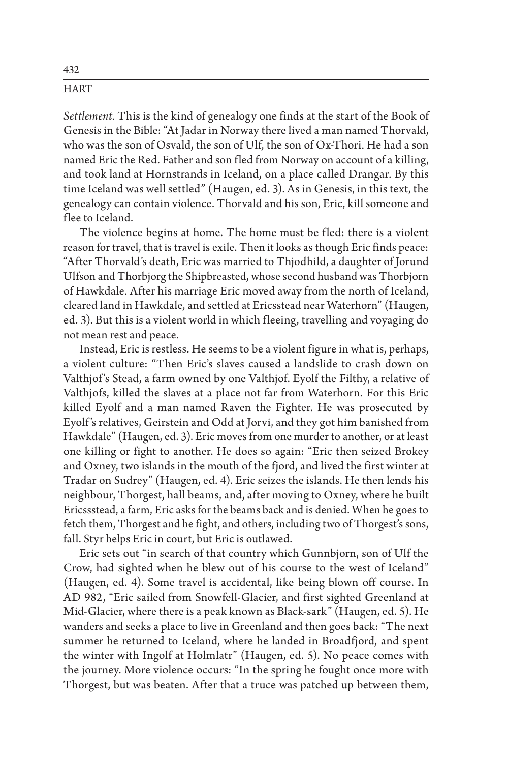*Settlement.* This is the kind of genealogy one finds at the start of the Book of Genesis in the Bible: "At Jadar in Norway there lived a man named Thorvald, who was the son of Osvald, the son of Ulf, the son of Ox-Thori. He had a son named Eric the Red. Father and son fled from Norway on account of a killing, and took land at Hornstrands in Iceland, on a place called Drangar. By this time Iceland was well settled" (Haugen, ed. 3). As in Genesis, in this text, the genealogy can contain violence. Thorvald and his son, Eric, kill someone and flee to Iceland.

The violence begins at home. The home must be fled: there is a violent reason for travel, that is travel is exile. Then it looks as though Eric finds peace: "After Thorvald's death, Eric was married to Thjodhild, a daughter of Jorund Ulfson and Thorbjorg the Shipbreasted, whose second husband was Thorbjorn of Hawkdale. After his marriage Eric moved away from the north of Iceland, cleared land in Hawkdale, and settled at Ericsstead near Waterhorn" (Haugen, ed. 3). But this is a violent world in which fleeing, travelling and voyaging do not mean rest and peace.

Instead, Eric is restless. He seems to be a violent figure in what is, perhaps, a violent culture: "Then Eric's slaves caused a landslide to crash down on Valthjof's Stead, a farm owned by one Valthjof. Eyolf the Filthy, a relative of Valthjofs, killed the slaves at a place not far from Waterhorn. For this Eric killed Eyolf and a man named Raven the Fighter. He was prosecuted by Eyolf's relatives, Geirstein and Odd at Jorvi, and they got him banished from Hawkdale" (Haugen, ed. 3). Eric moves from one murder to another, or at least one killing or fight to another. He does so again: "Eric then seized Brokey and Oxney, two islands in the mouth of the fjord, and lived the first winter at Tradar on Sudrey" (Haugen, ed. 4). Eric seizes the islands. He then lends his neighbour, Thorgest, hall beams, and, after moving to Oxney, where he built Ericssstead, a farm, Eric asks for the beams back and is denied. When he goes to fetch them, Thorgest and he fight, and others, including two of Thorgest's sons, fall. Styr helps Eric in court, but Eric is outlawed.

Eric sets out "in search of that country which Gunnbjorn, son of Ulf the Crow, had sighted when he blew out of his course to the west of Iceland" (Haugen, ed. 4). Some travel is accidental, like being blown off course. In AD 982, "Eric sailed from Snowfell-Glacier, and first sighted Greenland at Mid-Glacier, where there is a peak known as Black-sark" (Haugen, ed. 5). He wanders and seeks a place to live in Greenland and then goes back: "The next summer he returned to Iceland, where he landed in Broadfjord, and spent the winter with Ingolf at Holmlatr" (Haugen, ed. 5). No peace comes with the journey. More violence occurs: "In the spring he fought once more with Thorgest, but was beaten. After that a truce was patched up between them,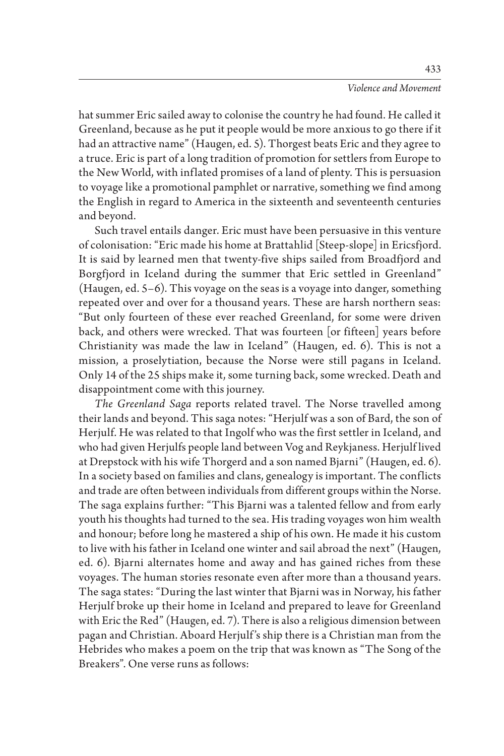hat summer Eric sailed away to colonise the country he had found. He called it Greenland, because as he put it people would be more anxious to go there if it had an attractive name" (Haugen, ed. 5). Thorgest beats Eric and they agree to a truce. Eric is part of a long tradition of promotion for settlers from Europe to the New World, with inflated promises of a land of plenty. This is persuasion to voyage like a promotional pamphlet or narrative, something we find among the English in regard to America in the sixteenth and seventeenth centuries and beyond.

Such travel entails danger. Eric must have been persuasive in this venture of colonisation: "Eric made his home at Brattahlid [Steep-slope] in Ericsfjord. It is said by learned men that twenty-five ships sailed from Broadfjord and Borgfjord in Iceland during the summer that Eric settled in Greenland" (Haugen, ed. 5–6). This voyage on the seas is a voyage into danger, something repeated over and over for a thousand years. These are harsh northern seas: "But only fourteen of these ever reached Greenland, for some were driven back, and others were wrecked. That was fourteen [or fifteen] years before Christianity was made the law in Iceland" (Haugen, ed. 6). This is not a mission, a proselytiation, because the Norse were still pagans in Iceland. Only 14 of the 25 ships make it, some turning back, some wrecked. Death and disappointment come with this journey.

*The Greenland Saga* reports related travel. The Norse travelled among their lands and beyond. This saga notes: "Herjulf was a son of Bard, the son of Herjulf. He was related to that Ingolf who was the first settler in Iceland, and who had given Herjulfs people land between Vog and Reykjaness. Herjulf lived at Drepstock with his wife Thorgerd and a son named Bjarni" (Haugen, ed. 6). In a society based on families and clans, genealogy is important. The conflicts and trade are often between individuals from different groups within the Norse. The saga explains further: "This Bjarni was a talented fellow and from early youth his thoughts had turned to the sea. His trading voyages won him wealth and honour; before long he mastered a ship of his own. He made it his custom to live with his father in Iceland one winter and sail abroad the next" (Haugen, ed. 6). Bjarni alternates home and away and has gained riches from these voyages. The human stories resonate even after more than a thousand years. The saga states: "During the last winter that Bjarni was in Norway, his father Herjulf broke up their home in Iceland and prepared to leave for Greenland with Eric the Red" (Haugen, ed. 7). There is also a religious dimension between pagan and Christian. Aboard Herjulf's ship there is a Christian man from the Hebrides who makes a poem on the trip that was known as "The Song of the Breakers". One verse runs as follows: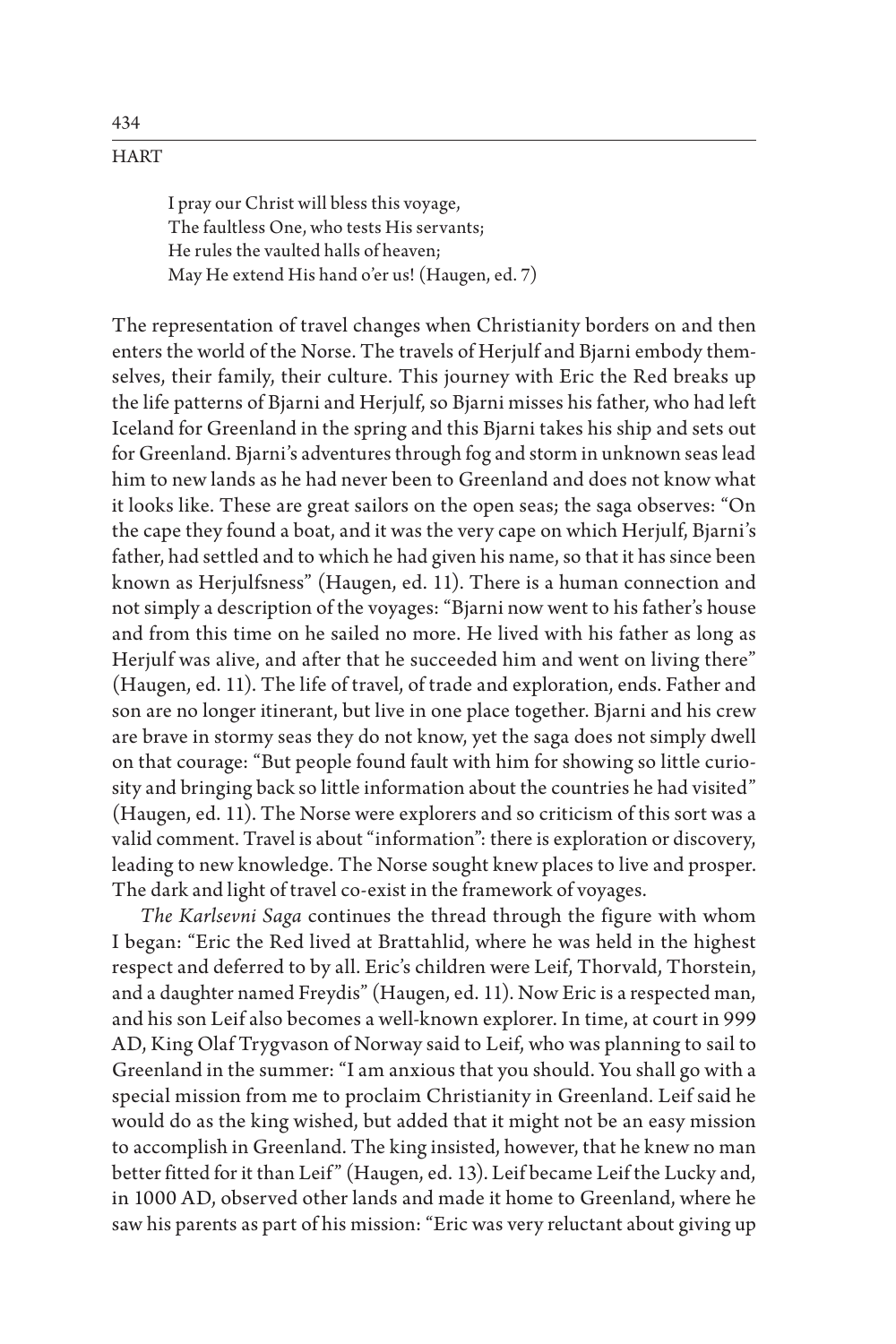> I pray our Christ will bless this voyage,
> The faultless One, who tests His servants;
> He rules the vaulted halls of heaven;
> May He extend His hand o'er us! (Haugen, ed. 7)

The representation of travel changes when Christianity borders on and then enters the world of the Norse. The travels of Herjulf and Bjarni embody themselves, their family, their culture. This journey with Eric the Red breaks up the life patterns of Bjarni and Herjulf, so Bjarni misses his father, who had left Iceland for Greenland in the spring and this Bjarni takes his ship and sets out for Greenland. Bjarni's adventures through fog and storm in unknown seas lead him to new lands as he had never been to Greenland and does not know what it looks like. These are great sailors on the open seas; the saga observes: "On the cape they found a boat, and it was the very cape on which Herjulf, Bjarni's father, had settled and to which he had given his name, so that it has since been known as Herjulfsness" (Haugen, ed. 11). There is a human connection and not simply a description of the voyages: "Bjarni now went to his father's house and from this time on he sailed no more. He lived with his father as long as Herjulf was alive, and after that he succeeded him and went on living there" (Haugen, ed. 11). The life of travel, of trade and exploration, ends. Father and son are no longer itinerant, but live in one place together. Bjarni and his crew are brave in stormy seas they do not know, yet the saga does not simply dwell on that courage: "But people found fault with him for showing so little curiosity and bringing back so little information about the countries he had visited" (Haugen, ed. 11). The Norse were explorers and so criticism of this sort was a valid comment. Travel is about "information": there is exploration or discovery, leading to new knowledge. The Norse sought knew places to live and prosper. The dark and light of travel co-exist in the framework of voyages.

*The Karlsevni Saga* continues the thread through the figure with whom I began: "Eric the Red lived at Brattahlid, where he was held in the highest respect and deferred to by all. Eric's children were Leif, Thorvald, Thorstein, and a daughter named Freydis" (Haugen, ed. 11). Now Eric is a respected man, and his son Leif also becomes a well-known explorer. In time, at court in 999 AD, King Olaf Trygvason of Norway said to Leif, who was planning to sail to Greenland in the summer: "I am anxious that you should. You shall go with a special mission from me to proclaim Christianity in Greenland. Leif said he would do as the king wished, but added that it might not be an easy mission to accomplish in Greenland. The king insisted, however, that he knew no man better fitted for it than Leif" (Haugen, ed. 13). Leif became Leif the Lucky and, in 1000 AD, observed other lands and made it home to Greenland, where he saw his parents as part of his mission: "Eric was very reluctant about giving up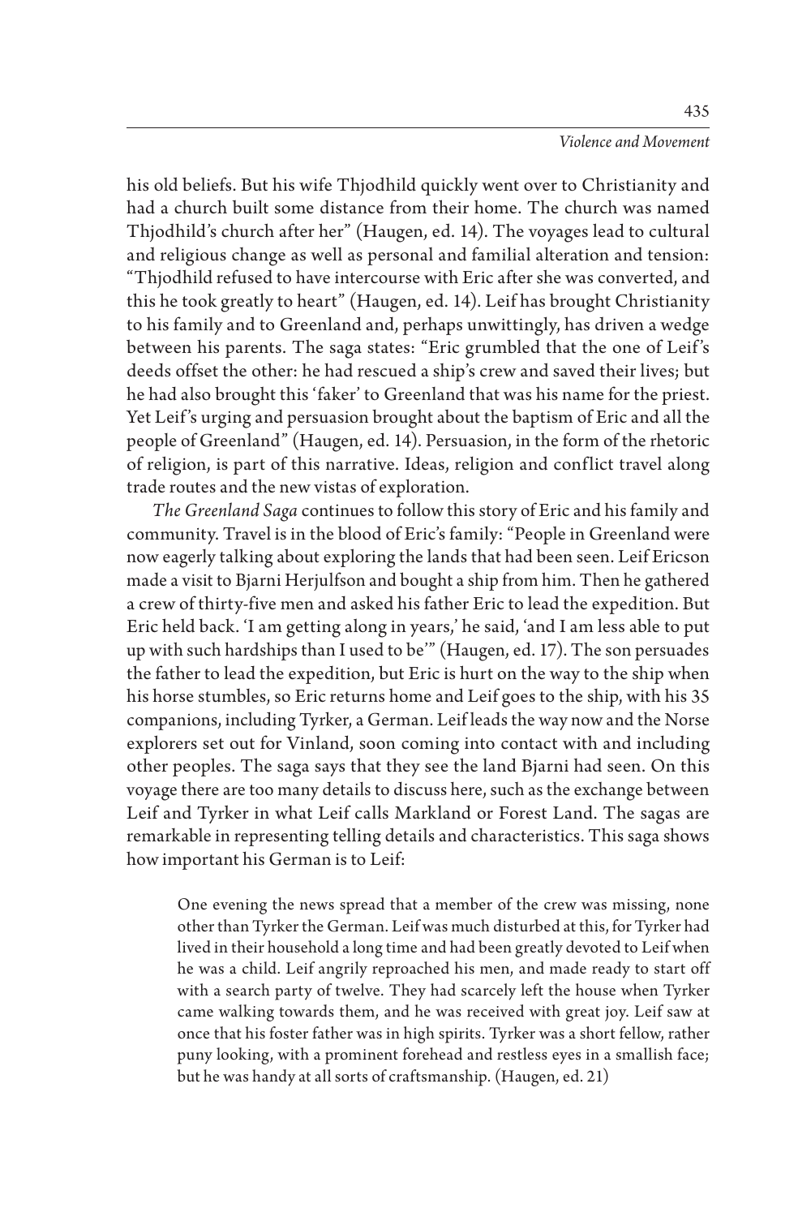his old beliefs. But his wife Thjodhild quickly went over to Christianity and had a church built some distance from their home. The church was named Thjodhild's church after her" (Haugen, ed. 14). The voyages lead to cultural and religious change as well as personal and familial alteration and tension: "Thjodhild refused to have intercourse with Eric after she was converted, and this he took greatly to heart" (Haugen, ed. 14). Leif has brought Christianity to his family and to Greenland and, perhaps unwittingly, has driven a wedge between his parents. The saga states: "Eric grumbled that the one of Leif's deeds offset the other: he had rescued a ship's crew and saved their lives; but he had also brought this 'faker' to Greenland that was his name for the priest. Yet Leif's urging and persuasion brought about the baptism of Eric and all the people of Greenland" (Haugen, ed. 14). Persuasion, in the form of the rhetoric of religion, is part of this narrative. Ideas, religion and conflict travel along trade routes and the new vistas of exploration.

*The Greenland Saga* continues to follow this story of Eric and his family and community. Travel is in the blood of Eric's family: "People in Greenland were now eagerly talking about exploring the lands that had been seen. Leif Ericson made a visit to Bjarni Herjulfson and bought a ship from him. Then he gathered a crew of thirty-five men and asked his father Eric to lead the expedition. But Eric held back. 'I am getting along in years,' he said, 'and I am less able to put up with such hardships than I used to be'" (Haugen, ed. 17). The son persuades the father to lead the expedition, but Eric is hurt on the way to the ship when his horse stumbles, so Eric returns home and Leif goes to the ship, with his 35 companions, including Tyrker, a German. Leif leads the way now and the Norse explorers set out for Vinland, soon coming into contact with and including other peoples. The saga says that they see the land Bjarni had seen. On this voyage there are too many details to discuss here, such as the exchange between Leif and Tyrker in what Leif calls Markland or Forest Land. The sagas are remarkable in representing telling details and characteristics. This saga shows how important his German is to Leif:

> One evening the news spread that a member of the crew was missing, none other than Tyrker the German. Leif was much disturbed at this, for Tyrker had lived in their household a long time and had been greatly devoted to Leif when he was a child. Leif angrily reproached his men, and made ready to start off with a search party of twelve. They had scarcely left the house when Tyrker came walking towards them, and he was received with great joy. Leif saw at once that his foster father was in high spirits. Tyrker was a short fellow, rather puny looking, with a prominent forehead and restless eyes in a smallish face; but he was handy at all sorts of craftsmanship. (Haugen, ed. 21)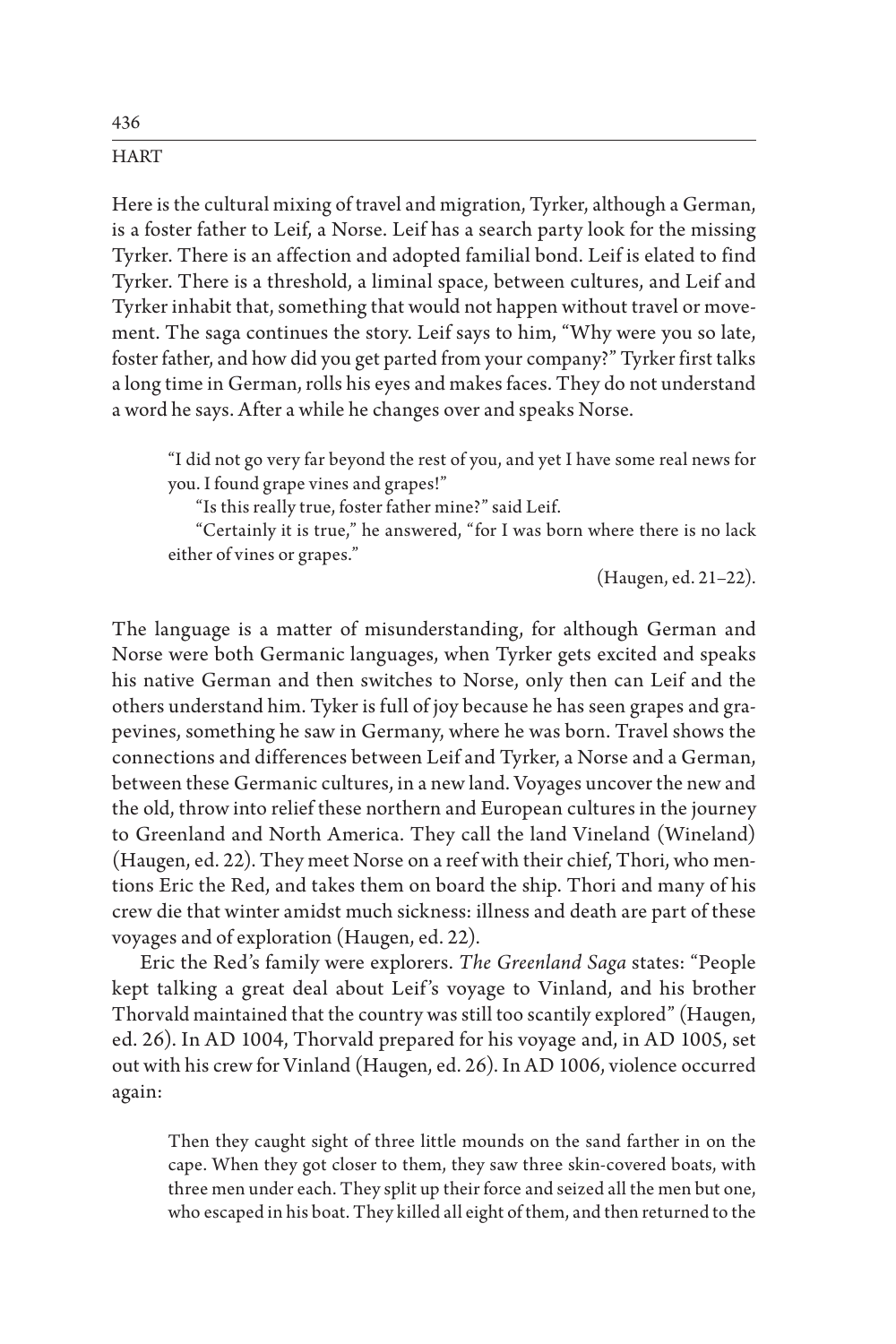Here is the cultural mixing of travel and migration, Tyrker, although a German, is a foster father to Leif, a Norse. Leif has a search party look for the missing Tyrker. There is an affection and adopted familial bond. Leif is elated to find Tyrker. There is a threshold, a liminal space, between cultures, and Leif and Tyrker inhabit that, something that would not happen without travel or movement. The saga continues the story. Leif says to him, "Why were you so late, foster father, and how did you get parted from your company?" Tyrker first talks a long time in German, rolls his eyes and makes faces. They do not understand a word he says. After a while he changes over and speaks Norse.

> "I did not go very far beyond the rest of you, and yet I have some real news for you. I found grape vines and grapes!"
>
> "Is this really true, foster father mine?" said Leif.
>
> "Certainly it is true," he answered, "for I was born where there is no lack either of vines or grapes."
>
> (Haugen, ed. 21–22).

The language is a matter of misunderstanding, for although German and Norse were both Germanic languages, when Tyrker gets excited and speaks his native German and then switches to Norse, only then can Leif and the others understand him. Tyker is full of joy because he has seen grapes and grapevines, something he saw in Germany, where he was born. Travel shows the connections and differences between Leif and Tyrker, a Norse and a German, between these Germanic cultures, in a new land. Voyages uncover the new and the old, throw into relief these northern and European cultures in the journey to Greenland and North America. They call the land Vineland (Wineland) (Haugen, ed. 22). They meet Norse on a reef with their chief, Thori, who mentions Eric the Red, and takes them on board the ship. Thori and many of his crew die that winter amidst much sickness: illness and death are part of these voyages and of exploration (Haugen, ed. 22).

Eric the Red's family were explorers. *The Greenland Saga* states: "People kept talking a great deal about Leif's voyage to Vinland, and his brother Thorvald maintained that the country was still too scantily explored" (Haugen, ed. 26). In AD 1004, Thorvald prepared for his voyage and, in AD 1005, set out with his crew for Vinland (Haugen, ed. 26). In AD 1006, violence occurred again:

> Then they caught sight of three little mounds on the sand farther in on the cape. When they got closer to them, they saw three skin-covered boats, with three men under each. They split up their force and seized all the men but one, who escaped in his boat. They killed all eight of them, and then returned to the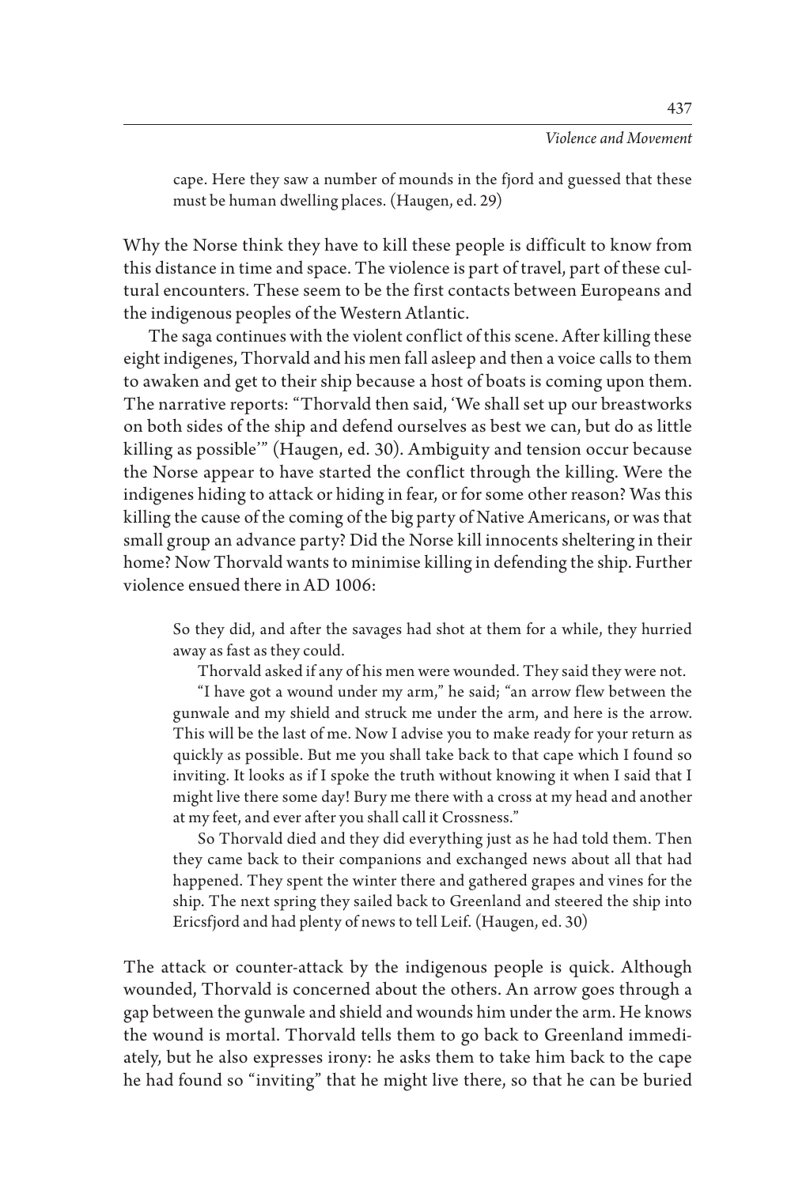> cape. Here they saw a number of mounds in the fjord and guessed that these must be human dwelling places. (Haugen, ed. 29)

Why the Norse think they have to kill these people is difficult to know from this distance in time and space. The violence is part of travel, part of these cultural encounters. These seem to be the first contacts between Europeans and the indigenous peoples of the Western Atlantic.

The saga continues with the violent conflict of this scene. After killing these eight indigenes, Thorvald and his men fall asleep and then a voice calls to them to awaken and get to their ship because a host of boats is coming upon them. The narrative reports: "Thorvald then said, 'We shall set up our breastworks on both sides of the ship and defend ourselves as best we can, but do as little killing as possible'" (Haugen, ed. 30). Ambiguity and tension occur because the Norse appear to have started the conflict through the killing. Were the indigenes hiding to attack or hiding in fear, or for some other reason? Was this killing the cause of the coming of the big party of Native Americans, or was that small group an advance party? Did the Norse kill innocents sheltering in their home? Now Thorvald wants to minimise killing in defending the ship. Further violence ensued there in AD 1006:

> So they did, and after the savages had shot at them for a while, they hurried away as fast as they could.
>
> Thorvald asked if any of his men were wounded. They said they were not.
>
> "I have got a wound under my arm," he said; "an arrow flew between the gunwale and my shield and struck me under the arm, and here is the arrow. This will be the last of me. Now I advise you to make ready for your return as quickly as possible. But me you shall take back to that cape which I found so inviting. It looks as if I spoke the truth without knowing it when I said that I might live there some day! Bury me there with a cross at my head and another at my feet, and ever after you shall call it Crossness."
>
> So Thorvald died and they did everything just as he had told them. Then they came back to their companions and exchanged news about all that had happened. They spent the winter there and gathered grapes and vines for the ship. The next spring they sailed back to Greenland and steered the ship into Ericsfjord and had plenty of news to tell Leif. (Haugen, ed. 30)

The attack or counter-attack by the indigenous people is quick. Although wounded, Thorvald is concerned about the others. An arrow goes through a gap between the gunwale and shield and wounds him under the arm. He knows the wound is mortal. Thorvald tells them to go back to Greenland immediately, but he also expresses irony: he asks them to take him back to the cape he had found so "inviting" that he might live there, so that he can be buried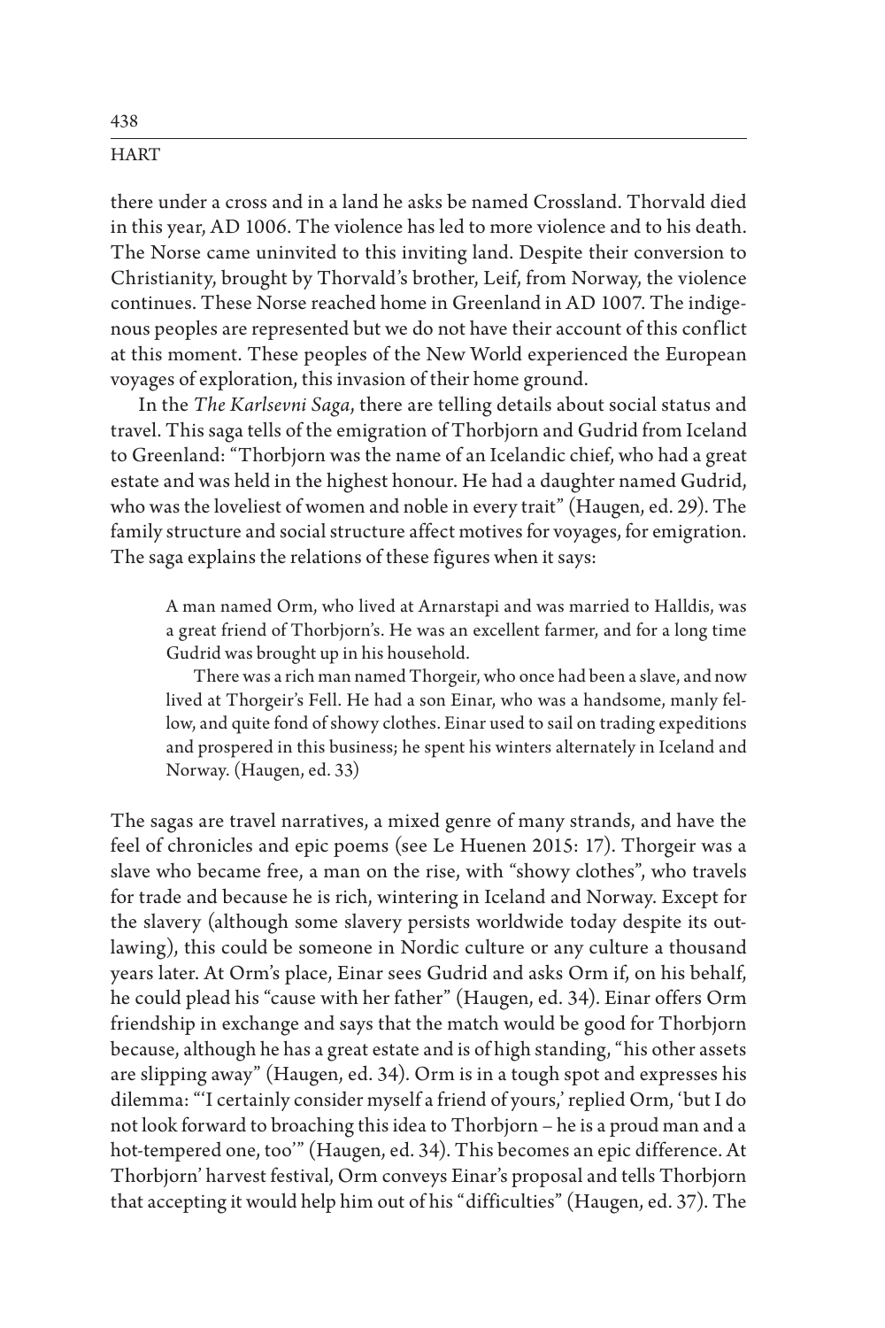there under a cross and in a land he asks be named Crossland. Thorvald died in this year, AD 1006. The violence has led to more violence and to his death. The Norse came uninvited to this inviting land. Despite their conversion to Christianity, brought by Thorvald's brother, Leif, from Norway, the violence continues. These Norse reached home in Greenland in AD 1007. The indigenous peoples are represented but we do not have their account of this conflict at this moment. These peoples of the New World experienced the European voyages of exploration, this invasion of their home ground.

In the *The Karlsevni Saga*, there are telling details about social status and travel. This saga tells of the emigration of Thorbjorn and Gudrid from Iceland to Greenland: "Thorbjorn was the name of an Icelandic chief, who had a great estate and was held in the highest honour. He had a daughter named Gudrid, who was the loveliest of women and noble in every trait" (Haugen, ed. 29). The family structure and social structure affect motives for voyages, for emigration. The saga explains the relations of these figures when it says:

> A man named Orm, who lived at Arnarstapi and was married to Halldis, was a great friend of Thorbjorn's. He was an excellent farmer, and for a long time Gudrid was brought up in his household.
>
> There was a rich man named Thorgeir, who once had been a slave, and now lived at Thorgeir's Fell. He had a son Einar, who was a handsome, manly fellow, and quite fond of showy clothes. Einar used to sail on trading expeditions and prospered in this business; he spent his winters alternately in Iceland and Norway. (Haugen, ed. 33)

The sagas are travel narratives, a mixed genre of many strands, and have the feel of chronicles and epic poems (see Le Huenen 2015: 17). Thorgeir was a slave who became free, a man on the rise, with "showy clothes", who travels for trade and because he is rich, wintering in Iceland and Norway. Except for the slavery (although some slavery persists worldwide today despite its outlawing), this could be someone in Nordic culture or any culture a thousand years later. At Orm's place, Einar sees Gudrid and asks Orm if, on his behalf, he could plead his "cause with her father" (Haugen, ed. 34). Einar offers Orm friendship in exchange and says that the match would be good for Thorbjorn because, although he has a great estate and is of high standing, "his other assets are slipping away" (Haugen, ed. 34). Orm is in a tough spot and expresses his dilemma: "'I certainly consider myself a friend of yours,' replied Orm, 'but I do not look forward to broaching this idea to Thorbjorn – he is a proud man and a hot-tempered one, too'" (Haugen, ed. 34). This becomes an epic difference. At Thorbjorn' harvest festival, Orm conveys Einar's proposal and tells Thorbjorn that accepting it would help him out of his "difficulties" (Haugen, ed. 37). The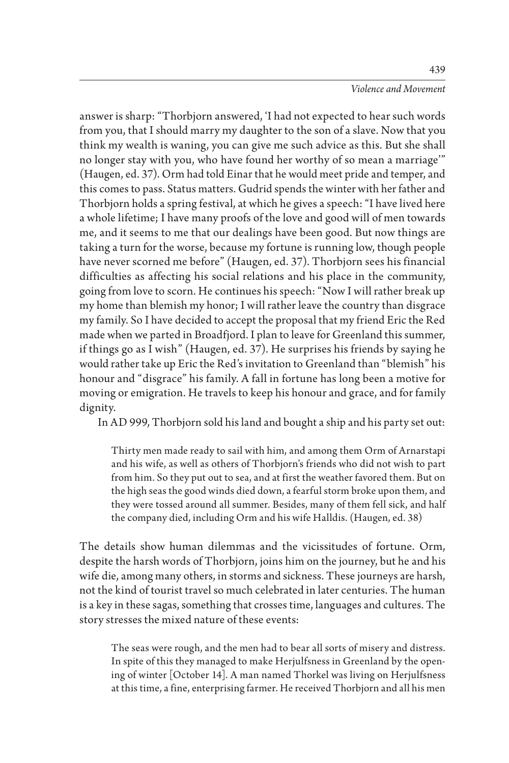answer is sharp: "Thorbjorn answered, 'I had not expected to hear such words from you, that I should marry my daughter to the son of a slave. Now that you think my wealth is waning, you can give me such advice as this. But she shall no longer stay with you, who have found her worthy of so mean a marriage'" (Haugen, ed. 37). Orm had told Einar that he would meet pride and temper, and this comes to pass. Status matters. Gudrid spends the winter with her father and Thorbjorn holds a spring festival, at which he gives a speech: "I have lived here a whole lifetime; I have many proofs of the love and good will of men towards me, and it seems to me that our dealings have been good. But now things are taking a turn for the worse, because my fortune is running low, though people have never scorned me before" (Haugen, ed. 37). Thorbjorn sees his financial difficulties as affecting his social relations and his place in the community, going from love to scorn. He continues his speech: "Now I will rather break up my home than blemish my honor; I will rather leave the country than disgrace my family. So I have decided to accept the proposal that my friend Eric the Red made when we parted in Broadfjord. I plan to leave for Greenland this summer, if things go as I wish" (Haugen, ed. 37). He surprises his friends by saying he would rather take up Eric the Red's invitation to Greenland than "blemish" his honour and "disgrace" his family. A fall in fortune has long been a motive for moving or emigration. He travels to keep his honour and grace, and for family dignity.

In AD 999, Thorbjorn sold his land and bought a ship and his party set out:

> Thirty men made ready to sail with him, and among them Orm of Arnarstapi and his wife, as well as others of Thorbjorn's friends who did not wish to part from him. So they put out to sea, and at first the weather favored them. But on the high seas the good winds died down, a fearful storm broke upon them, and they were tossed around all summer. Besides, many of them fell sick, and half the company died, including Orm and his wife Halldis. (Haugen, ed. 38)

The details show human dilemmas and the vicissitudes of fortune. Orm, despite the harsh words of Thorbjorn, joins him on the journey, but he and his wife die, among many others, in storms and sickness. These journeys are harsh, not the kind of tourist travel so much celebrated in later centuries. The human is a key in these sagas, something that crosses time, languages and cultures. The story stresses the mixed nature of these events:

> The seas were rough, and the men had to bear all sorts of misery and distress. In spite of this they managed to make Herjulfsness in Greenland by the opening of winter [October 14]. A man named Thorkel was living on Herjulfsness at this time, a fine, enterprising farmer. He received Thorbjorn and all his men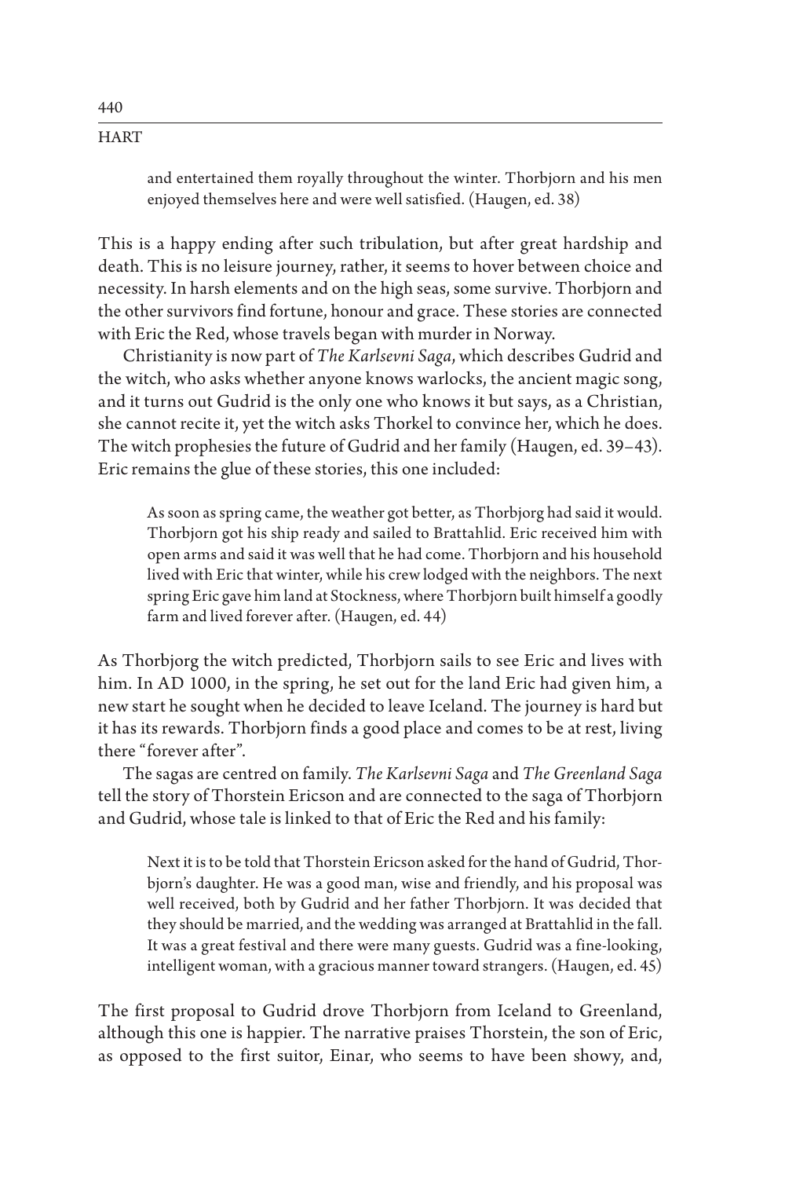> and entertained them royally throughout the winter. Thorbjorn and his men enjoyed themselves here and were well satisfied. (Haugen, ed. 38)

This is a happy ending after such tribulation, but after great hardship and death. This is no leisure journey, rather, it seems to hover between choice and necessity. In harsh elements and on the high seas, some survive. Thorbjorn and the other survivors find fortune, honour and grace. These stories are connected with Eric the Red, whose travels began with murder in Norway.

Christianity is now part of *The Karlsevni Saga*, which describes Gudrid and the witch, who asks whether anyone knows warlocks, the ancient magic song, and it turns out Gudrid is the only one who knows it but says, as a Christian, she cannot recite it, yet the witch asks Thorkel to convince her, which he does. The witch prophesies the future of Gudrid and her family (Haugen, ed. 39–43). Eric remains the glue of these stories, this one included:

> As soon as spring came, the weather got better, as Thorbjorg had said it would. Thorbjorn got his ship ready and sailed to Brattahlid. Eric received him with open arms and said it was well that he had come. Thorbjorn and his household lived with Eric that winter, while his crew lodged with the neighbors. The next spring Eric gave him land at Stockness, where Thorbjorn built himself a goodly farm and lived forever after. (Haugen, ed. 44)

As Thorbjorg the witch predicted, Thorbjorn sails to see Eric and lives with him. In AD 1000, in the spring, he set out for the land Eric had given him, a new start he sought when he decided to leave Iceland. The journey is hard but it has its rewards. Thorbjorn finds a good place and comes to be at rest, living there "forever after".

The sagas are centred on family. *The Karlsevni Saga* and *The Greenland Saga* tell the story of Thorstein Ericson and are connected to the saga of Thorbjorn and Gudrid, whose tale is linked to that of Eric the Red and his family:

> Next it is to be told that Thorstein Ericson asked for the hand of Gudrid, Thorbjorn's daughter. He was a good man, wise and friendly, and his proposal was well received, both by Gudrid and her father Thorbjorn. It was decided that they should be married, and the wedding was arranged at Brattahlid in the fall. It was a great festival and there were many guests. Gudrid was a fine-looking, intelligent woman, with a gracious manner toward strangers. (Haugen, ed. 45)

The first proposal to Gudrid drove Thorbjorn from Iceland to Greenland, although this one is happier. The narrative praises Thorstein, the son of Eric, as opposed to the first suitor, Einar, who seems to have been showy, and,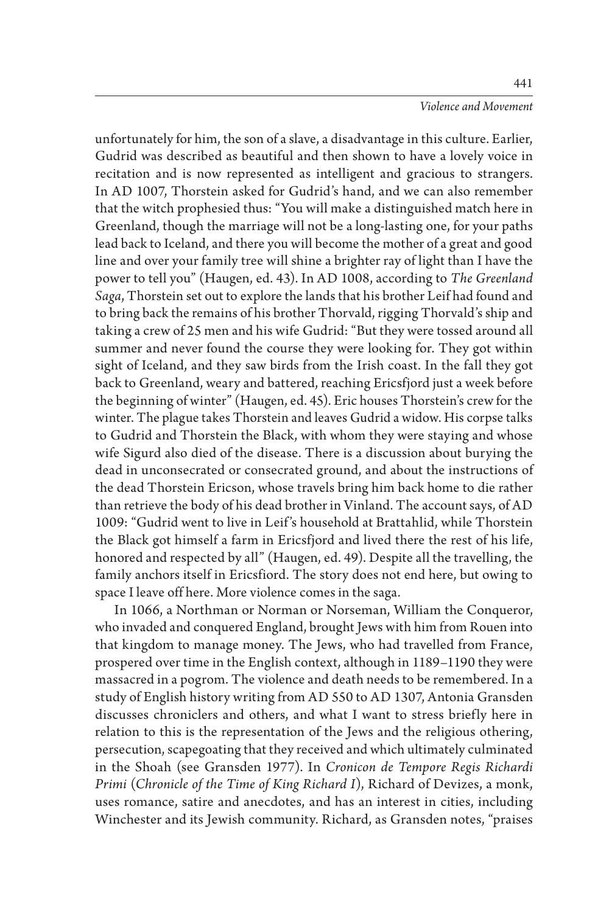unfortunately for him, the son of a slave, a disadvantage in this culture. Earlier, Gudrid was described as beautiful and then shown to have a lovely voice in recitation and is now represented as intelligent and gracious to strangers. In AD 1007, Thorstein asked for Gudrid's hand, and we can also remember that the witch prophesied thus: "You will make a distinguished match here in Greenland, though the marriage will not be a long-lasting one, for your paths lead back to Iceland, and there you will become the mother of a great and good line and over your family tree will shine a brighter ray of light than I have the power to tell you" (Haugen, ed. 43). In AD 1008, according to *The Greenland Saga*, Thorstein set out to explore the lands that his brother Leif had found and to bring back the remains of his brother Thorvald, rigging Thorvald's ship and taking a crew of 25 men and his wife Gudrid: "But they were tossed around all summer and never found the course they were looking for. They got within sight of Iceland, and they saw birds from the Irish coast. In the fall they got back to Greenland, weary and battered, reaching Ericsfjord just a week before the beginning of winter" (Haugen, ed. 45). Eric houses Thorstein's crew for the winter. The plague takes Thorstein and leaves Gudrid a widow. His corpse talks to Gudrid and Thorstein the Black, with whom they were staying and whose wife Sigurd also died of the disease. There is a discussion about burying the dead in unconsecrated or consecrated ground, and about the instructions of the dead Thorstein Ericson, whose travels bring him back home to die rather than retrieve the body of his dead brother in Vinland. The account says, of AD 1009: "Gudrid went to live in Leif's household at Brattahlid, while Thorstein the Black got himself a farm in Ericsfjord and lived there the rest of his life, honored and respected by all" (Haugen, ed. 49). Despite all the travelling, the family anchors itself in Ericsfiord. The story does not end here, but owing to space I leave off here. More violence comes in the saga.

In 1066, a Northman or Norman or Norseman, William the Conqueror, who invaded and conquered England, brought Jews with him from Rouen into that kingdom to manage money. The Jews, who had travelled from France, prospered over time in the English context, although in 1189–1190 they were massacred in a pogrom. The violence and death needs to be remembered. In a study of English history writing from AD 550 to AD 1307, Antonia Gransden discusses chroniclers and others, and what I want to stress briefly here in relation to this is the representation of the Jews and the religious othering, persecution, scapegoating that they received and which ultimately culminated in the Shoah (see Gransden 1977). In *Cronicon de Tempore Regis Richardi Primi* (*Chronicle of the Time of King Richard I*), Richard of Devizes, a monk, uses romance, satire and anecdotes, and has an interest in cities, including Winchester and its Jewish community. Richard, as Gransden notes, "praises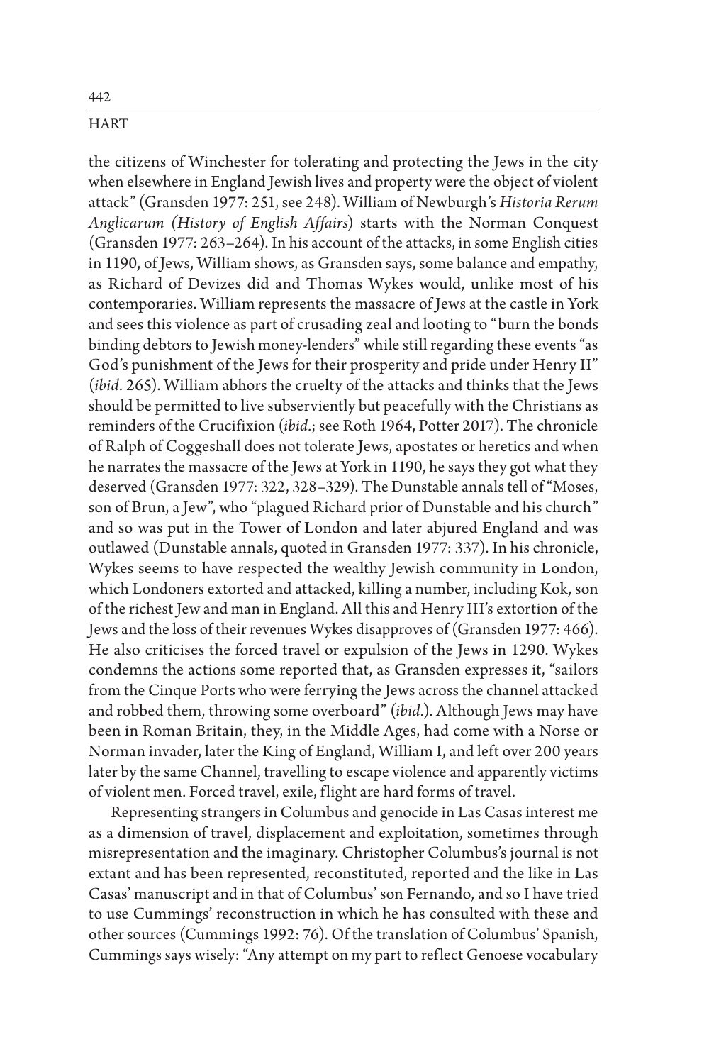the citizens of Winchester for tolerating and protecting the Jews in the city when elsewhere in England Jewish lives and property were the object of violent attack" (Gransden 1977: 251, see 248). William of Newburgh's *Historia Rerum Anglicarum (History of English Affairs)* starts with the Norman Conquest (Gransden 1977: 263–264). In his account of the attacks, in some English cities in 1190, of Jews, William shows, as Gransden says, some balance and empathy, as Richard of Devizes did and Thomas Wykes would, unlike most of his contemporaries. William represents the massacre of Jews at the castle in York and sees this violence as part of crusading zeal and looting to "burn the bonds binding debtors to Jewish money-lenders" while still regarding these events "as God's punishment of the Jews for their prosperity and pride under Henry II" (*ibid*. 265). William abhors the cruelty of the attacks and thinks that the Jews should be permitted to live subserviently but peacefully with the Christians as reminders of the Crucifixion (*ibid*.; see Roth 1964, Potter 2017). The chronicle of Ralph of Coggeshall does not tolerate Jews, apostates or heretics and when he narrates the massacre of the Jews at York in 1190, he says they got what they deserved (Gransden 1977: 322, 328–329). The Dunstable annals tell of "Moses, son of Brun, a Jew", who "plagued Richard prior of Dunstable and his church" and so was put in the Tower of London and later abjured England and was outlawed (Dunstable annals, quoted in Gransden 1977: 337). In his chronicle, Wykes seems to have respected the wealthy Jewish community in London, which Londoners extorted and attacked, killing a number, including Kok, son of the richest Jew and man in England. All this and Henry III's extortion of the Jews and the loss of their revenues Wykes disapproves of (Gransden 1977: 466). He also criticises the forced travel or expulsion of the Jews in 1290. Wykes condemns the actions some reported that, as Gransden expresses it, "sailors from the Cinque Ports who were ferrying the Jews across the channel attacked and robbed them, throwing some overboard" (*ibid*.). Although Jews may have been in Roman Britain, they, in the Middle Ages, had come with a Norse or Norman invader, later the King of England, William I, and left over 200 years later by the same Channel, travelling to escape violence and apparently victims of violent men. Forced travel, exile, flight are hard forms of travel.

Representing strangers in Columbus and genocide in Las Casas interest me as a dimension of travel, displacement and exploitation, sometimes through misrepresentation and the imaginary. Christopher Columbus's journal is not extant and has been represented, reconstituted, reported and the like in Las Casas' manuscript and in that of Columbus' son Fernando, and so I have tried to use Cummings' reconstruction in which he has consulted with these and other sources (Cummings 1992: 76). Of the translation of Columbus' Spanish, Cummings says wisely: "Any attempt on my part to reflect Genoese vocabulary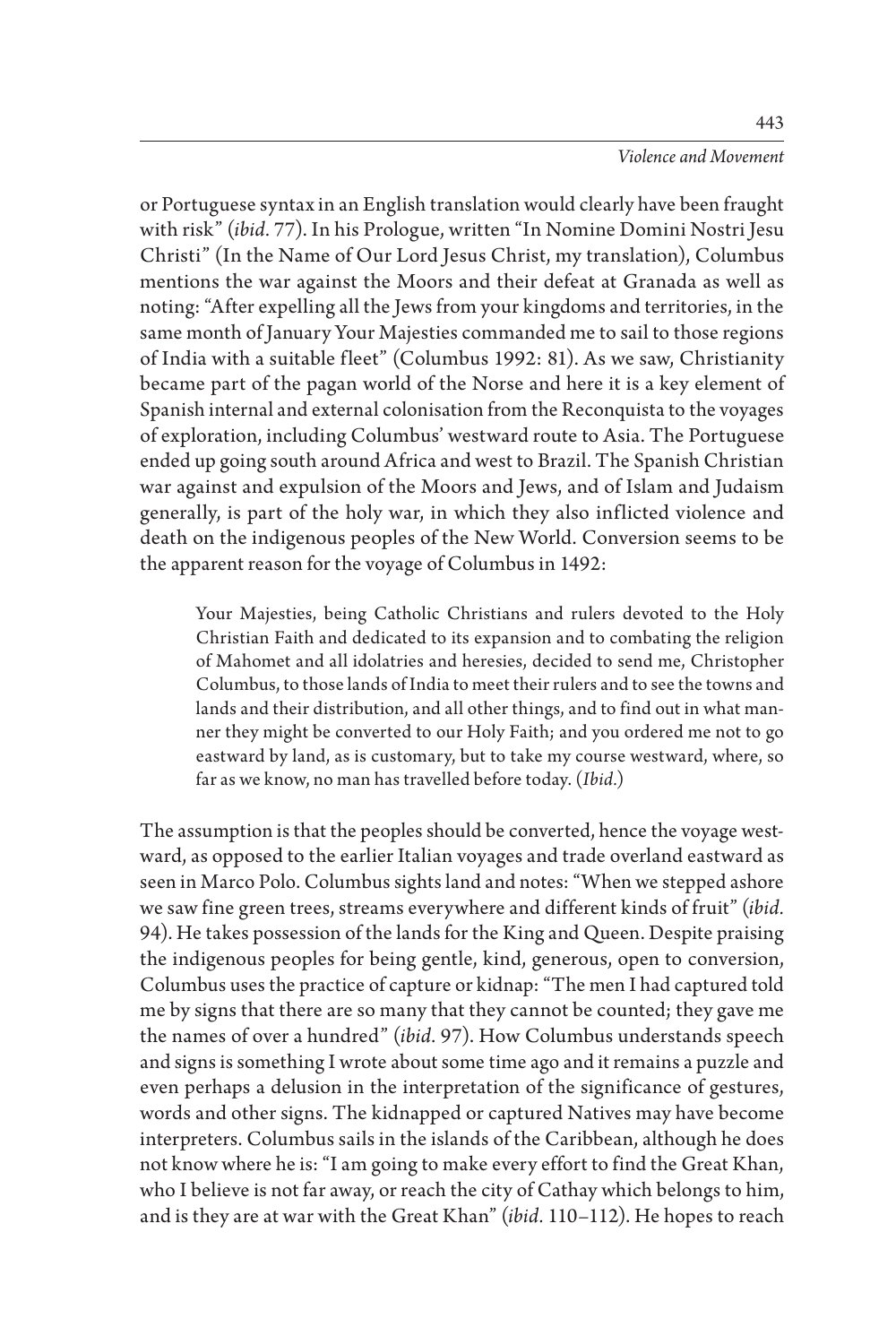or Portuguese syntax in an English translation would clearly have been fraught with risk" (*ibid*. 77). In his Prologue, written "In Nomine Domini Nostri Jesu Christi" (In the Name of Our Lord Jesus Christ, my translation), Columbus mentions the war against the Moors and their defeat at Granada as well as noting: "After expelling all the Jews from your kingdoms and territories, in the same month of January Your Majesties commanded me to sail to those regions of India with a suitable fleet" (Columbus 1992: 81). As we saw, Christianity became part of the pagan world of the Norse and here it is a key element of Spanish internal and external colonisation from the Reconquista to the voyages of exploration, including Columbus' westward route to Asia. The Portuguese ended up going south around Africa and west to Brazil. The Spanish Christian war against and expulsion of the Moors and Jews, and of Islam and Judaism generally, is part of the holy war, in which they also inflicted violence and death on the indigenous peoples of the New World. Conversion seems to be the apparent reason for the voyage of Columbus in 1492:

> Your Majesties, being Catholic Christians and rulers devoted to the Holy Christian Faith and dedicated to its expansion and to combating the religion of Mahomet and all idolatries and heresies, decided to send me, Christopher Columbus, to those lands of India to meet their rulers and to see the towns and lands and their distribution, and all other things, and to find out in what manner they might be converted to our Holy Faith; and you ordered me not to go eastward by land, as is customary, but to take my course westward, where, so far as we know, no man has travelled before today. (*Ibid.*)

The assumption is that the peoples should be converted, hence the voyage westward, as opposed to the earlier Italian voyages and trade overland eastward as seen in Marco Polo. Columbus sights land and notes: "When we stepped ashore we saw fine green trees, streams everywhere and different kinds of fruit" (*ibid.* 94). He takes possession of the lands for the King and Queen. Despite praising the indigenous peoples for being gentle, kind, generous, open to conversion, Columbus uses the practice of capture or kidnap: "The men I had captured told me by signs that there are so many that they cannot be counted; they gave me the names of over a hundred" (*ibid.* 97). How Columbus understands speech and signs is something I wrote about some time ago and it remains a puzzle and even perhaps a delusion in the interpretation of the significance of gestures, words and other signs. The kidnapped or captured Natives may have become interpreters. Columbus sails in the islands of the Caribbean, although he does not know where he is: "I am going to make every effort to find the Great Khan, who I believe is not far away, or reach the city of Cathay which belongs to him, and is they are at war with the Great Khan" (*ibid.* 110–112). He hopes to reach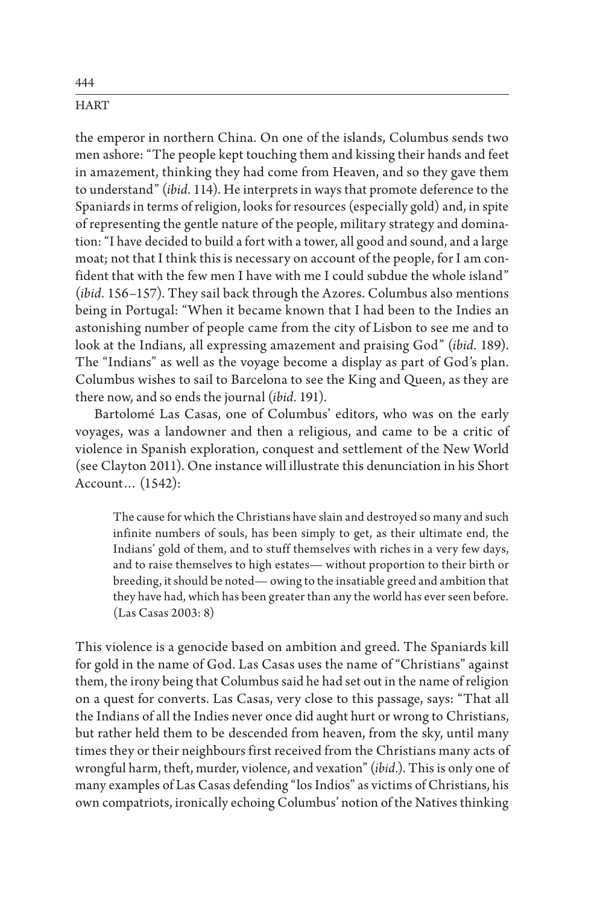the emperor in northern China. On one of the islands, Columbus sends two men ashore: "The people kept touching them and kissing their hands and feet in amazement, thinking they had come from Heaven, and so they gave them to understand" (*ibid.* 114). He interprets in ways that promote deference to the Spaniards in terms of religion, looks for resources (especially gold) and, in spite of representing the gentle nature of the people, military strategy and domination: "I have decided to build a fort with a tower, all good and sound, and a large moat; not that I think this is necessary on account of the people, for I am confident that with the few men I have with me I could subdue the whole island" (*ibid.* 156–157). They sail back through the Azores. Columbus also mentions being in Portugal: "When it became known that I had been to the Indies an astonishing number of people came from the city of Lisbon to see me and to look at the Indians, all expressing amazement and praising God" (*ibid.* 189). The "Indians" as well as the voyage become a display as part of God's plan. Columbus wishes to sail to Barcelona to see the King and Queen, as they are there now, and so ends the journal (*ibid.* 191).

Bartolomé Las Casas, one of Columbus' editors, who was on the early voyages, was a landowner and then a religious, and came to be a critic of violence in Spanish exploration, conquest and settlement of the New World (see Clayton 2011). One instance will illustrate this denunciation in his Short Account… (1542):

> The cause for which the Christians have slain and destroyed so many and such infinite numbers of souls, has been simply to get, as their ultimate end, the Indians' gold of them, and to stuff themselves with riches in a very few days, and to raise themselves to high estates— without proportion to their birth or breeding, it should be noted— owing to the insatiable greed and ambition that they have had, which has been greater than any the world has ever seen before. (Las Casas 2003: 8)

This violence is a genocide based on ambition and greed. The Spaniards kill for gold in the name of God. Las Casas uses the name of "Christians" against them, the irony being that Columbus said he had set out in the name of religion on a quest for converts. Las Casas, very close to this passage, says: "That all the Indians of all the Indies never once did aught hurt or wrong to Christians, but rather held them to be descended from heaven, from the sky, until many times they or their neighbours first received from the Christians many acts of wrongful harm, theft, murder, violence, and vexation" (*ibid.*). This is only one of many examples of Las Casas defending "los Indios" as victims of Christians, his own compatriots, ironically echoing Columbus' notion of the Natives thinking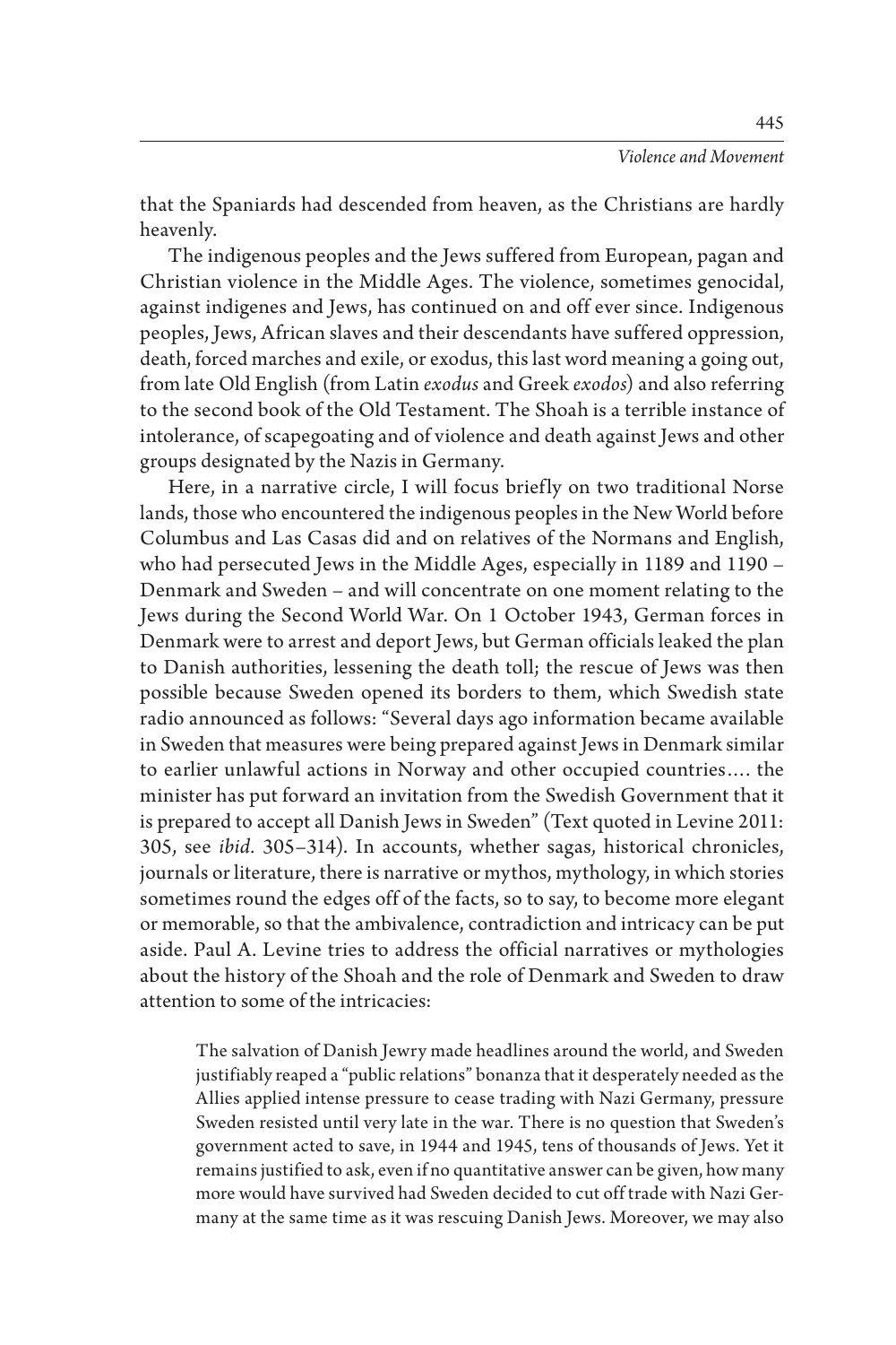that the Spaniards had descended from heaven, as the Christians are hardly heavenly.

The indigenous peoples and the Jews suffered from European, pagan and Christian violence in the Middle Ages. The violence, sometimes genocidal, against indigenes and Jews, has continued on and off ever since. Indigenous peoples, Jews, African slaves and their descendants have suffered oppression, death, forced marches and exile, or exodus, this last word meaning a going out, from late Old English (from Latin *exodus* and Greek *exodos*) and also referring to the second book of the Old Testament. The Shoah is a terrible instance of intolerance, of scapegoating and of violence and death against Jews and other groups designated by the Nazis in Germany.

Here, in a narrative circle, I will focus briefly on two traditional Norse lands, those who encountered the indigenous peoples in the New World before Columbus and Las Casas did and on relatives of the Normans and English, who had persecuted Jews in the Middle Ages, especially in 1189 and 1190 – Denmark and Sweden – and will concentrate on one moment relating to the Jews during the Second World War. On 1 October 1943, German forces in Denmark were to arrest and deport Jews, but German officials leaked the plan to Danish authorities, lessening the death toll; the rescue of Jews was then possible because Sweden opened its borders to them, which Swedish state radio announced as follows: "Several days ago information became available in Sweden that measures were being prepared against Jews in Denmark similar to earlier unlawful actions in Norway and other occupied countries…. the minister has put forward an invitation from the Swedish Government that it is prepared to accept all Danish Jews in Sweden" (Text quoted in Levine 2011: 305, see *ibid.* 305–314). In accounts, whether sagas, historical chronicles, journals or literature, there is narrative or mythos, mythology, in which stories sometimes round the edges off of the facts, so to say, to become more elegant or memorable, so that the ambivalence, contradiction and intricacy can be put aside. Paul A. Levine tries to address the official narratives or mythologies about the history of the Shoah and the role of Denmark and Sweden to draw attention to some of the intricacies:

> The salvation of Danish Jewry made headlines around the world, and Sweden justifiably reaped a "public relations" bonanza that it desperately needed as the Allies applied intense pressure to cease trading with Nazi Germany, pressure Sweden resisted until very late in the war. There is no question that Sweden's government acted to save, in 1944 and 1945, tens of thousands of Jews. Yet it remains justified to ask, even if no quantitative answer can be given, how many more would have survived had Sweden decided to cut off trade with Nazi Germany at the same time as it was rescuing Danish Jews. Moreover, we may also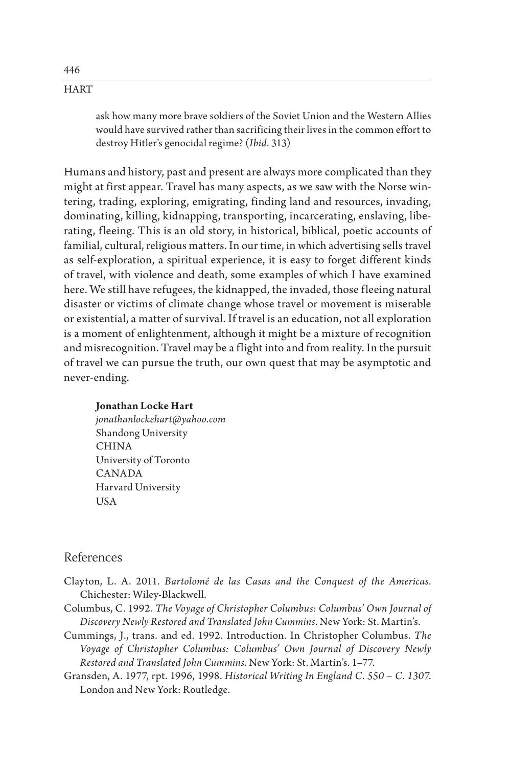> ask how many more brave soldiers of the Soviet Union and the Western Allies would have survived rather than sacrificing their lives in the common effort to destroy Hitler's genocidal regime? (*Ibid.* 313)

Humans and history, past and present are always more complicated than they might at first appear. Travel has many aspects, as we saw with the Norse wintering, trading, exploring, emigrating, finding land and resources, invading, dominating, killing, kidnapping, transporting, incarcerating, enslaving, liberating, fleeing. This is an old story, in historical, biblical, poetic accounts of familial, cultural, religious matters. In our time, in which advertising sells travel as self-exploration, a spiritual experience, it is easy to forget different kinds of travel, with violence and death, some examples of which I have examined here. We still have refugees, the kidnapped, the invaded, those fleeing natural disaster or victims of climate change whose travel or movement is miserable or existential, a matter of survival. If travel is an education, not all exploration is a moment of enlightenment, although it might be a mixture of recognition and misrecognition. Travel may be a flight into and from reality. In the pursuit of travel we can pursue the truth, our own quest that may be asymptotic and never-ending.

**Jonathan Locke Hart**
*jonathanlockehart@yahoo.com*
Shandong University
CHINA
University of Toronto
CANADA
Harvard University
USA

## References

Clayton, L. A. 2011. *Bartolomé de las Casas and the Conquest of the Americas.* Chichester: Wiley-Blackwell.

Columbus, C. 1992. *The Voyage of Christopher Columbus: Columbus' Own Journal of Discovery Newly Restored and Translated John Cummins.* New York: St. Martin's.

Cummings, J., trans. and ed. 1992. Introduction. In Christopher Columbus. *The Voyage of Christopher Columbus: Columbus' Own Journal of Discovery Newly Restored and Translated John Cummins.* New York: St. Martin's. 1–77.

Gransden, A. 1977, rpt. 1996, 1998. *Historical Writing In England C. 550 – C. 1307.* London and New York: Routledge.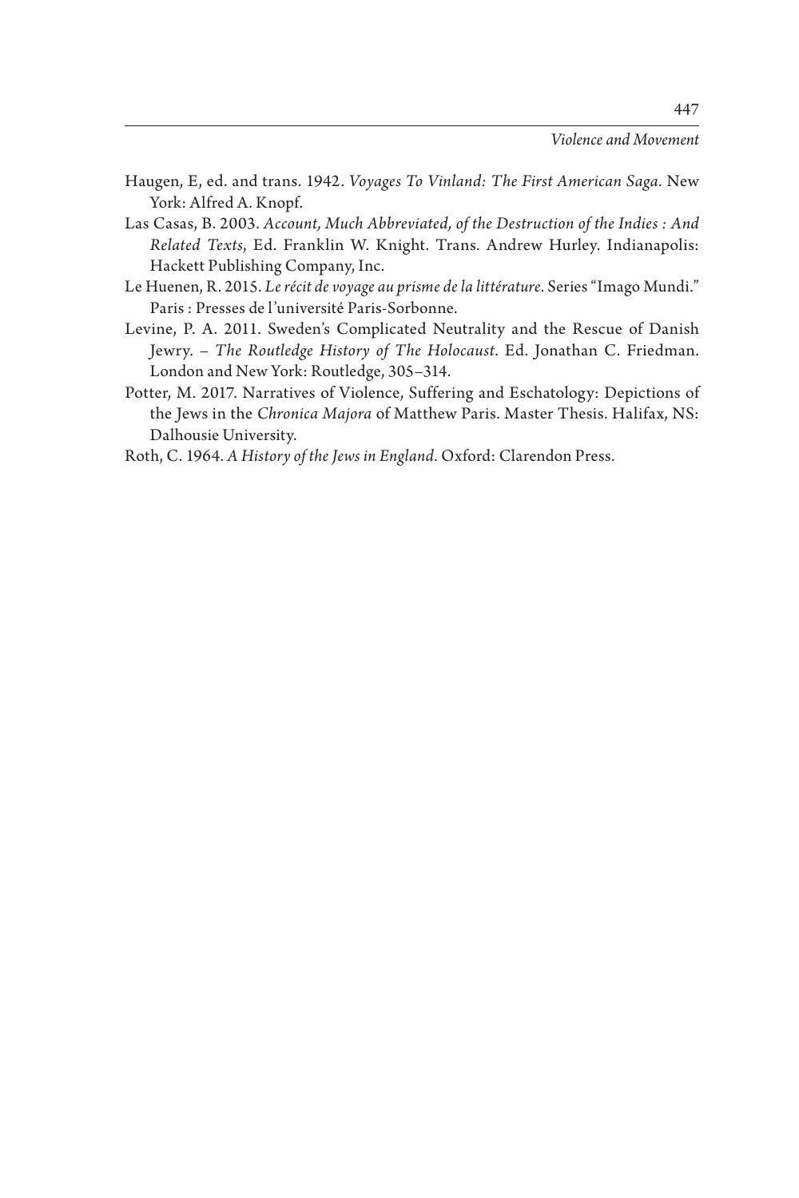Haugen, E, ed. and trans. 1942. *Voyages To Vinland: The First American Saga*. New York: Alfred A. Knopf.

Las Casas, B. 2003. *Account, Much Abbreviated, of the Destruction of the Indies : And Related Texts,* Ed. Franklin W. Knight. Trans. Andrew Hurley. Indianapolis: Hackett Publishing Company, Inc.

Le Huenen, R. 2015. *Le récit de voyage au prisme de la littérature.* Series "Imago Mundi." Paris : Presses de l'université Paris-Sorbonne.

Levine, P. A. 2011. Sweden's Complicated Neutrality and the Rescue of Danish Jewry. – *The Routledge History of The Holocaust*. Ed. Jonathan C. Friedman. London and New York: Routledge, 305–314.

Potter, M. 2017. Narratives of Violence, Suffering and Eschatology: Depictions of the Jews in the *Chronica Majora* of Matthew Paris. Master Thesis. Halifax, NS: Dalhousie University.

Roth, C. 1964. *A History of the Jews in England.* Oxford: Clarendon Press.